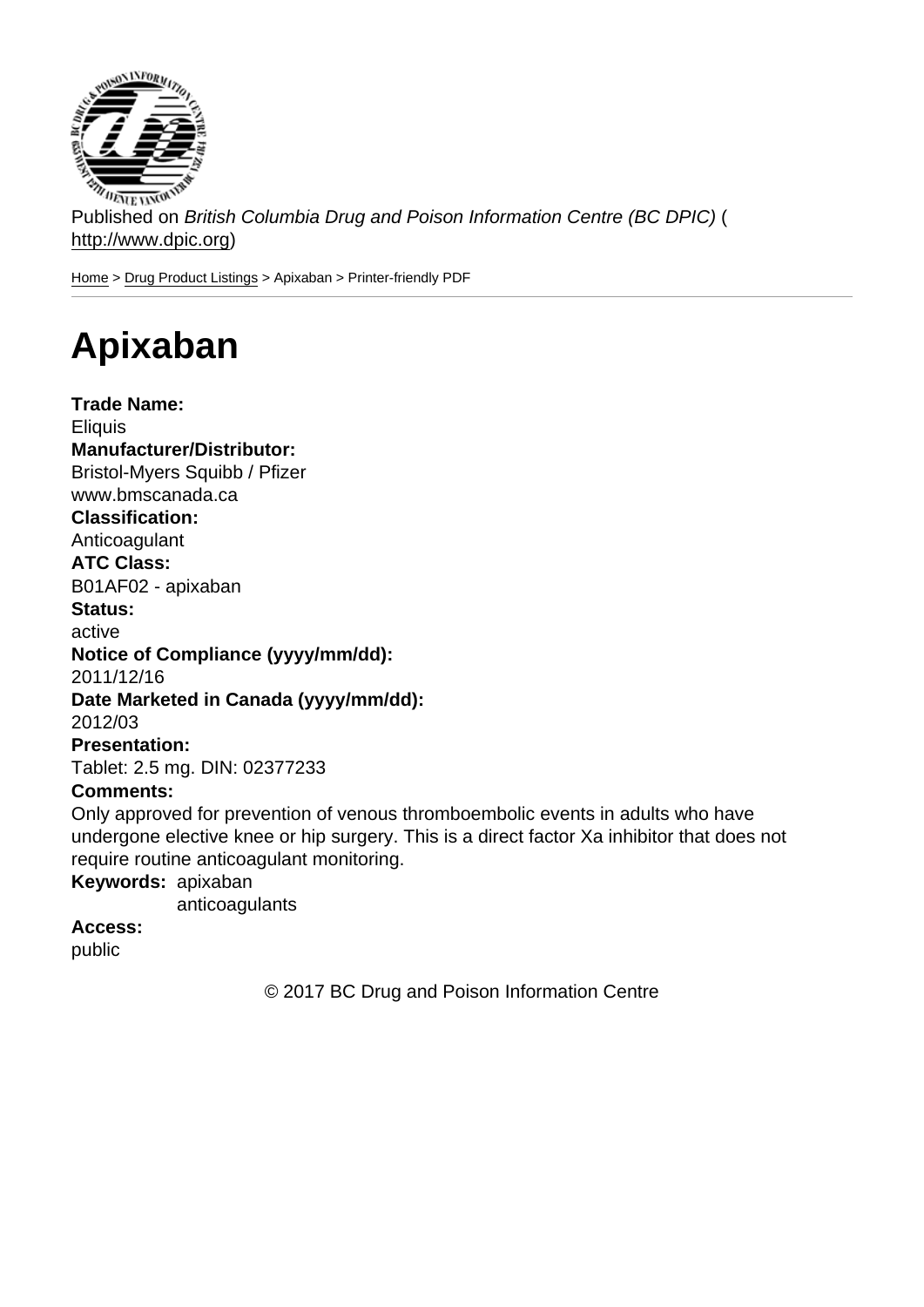Published on *British Columbia Drug and Poison Information Centre (BC DPIC)* (http://www.dpic.org)

Home > Drug Product Listings > Apixaban > Printer-friendly PDF

# Apixaban

**Trade Name:**
Eliquis
**Manufacturer/Distributor:**
Bristol-Myers Squibb / Pfizer
www.bmscanada.ca
**Classification:**
Anticoagulant
**ATC Class:**
B01AF02 - apixaban
**Status:**
active
**Notice of Compliance (yyyy/mm/dd):**
2011/12/16
**Date Marketed in Canada (yyyy/mm/dd):**
2012/03
**Presentation:**
Tablet: 2.5 mg. DIN: 02377233
**Comments:**
Only approved for prevention of venous thromboembolic events in adults who have undergone elective knee or hip surgery. This is a direct factor Xa inhibitor that does not require routine anticoagulant monitoring.
**Keywords:** apixaban
anticoagulants
**Access:**
public

© 2017 BC Drug and Poison Information Centre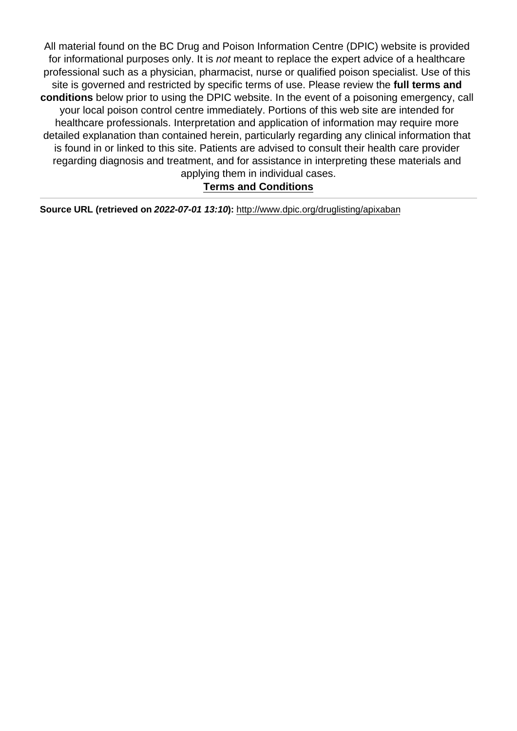All material found on the BC Drug and Poison Information Centre (DPIC) website is provided for informational purposes only. It is *not* meant to replace the expert advice of a healthcare professional such as a physician, pharmacist, nurse or qualified poison specialist. Use of this site is governed and restricted by specific terms of use. Please review the **full terms and conditions** below prior to using the DPIC website. In the event of a poisoning emergency, call your local poison control centre immediately. Portions of this web site are intended for healthcare professionals. Interpretation and application of information may require more detailed explanation than contained herein, particularly regarding any clinical information that is found in or linked to this site. Patients are advised to consult their health care provider regarding diagnosis and treatment, and for assistance in interpreting these materials and applying them in individual cases.

**Terms and Conditions**

---

**Source URL (retrieved on *2022-07-01 13:10*):** http://www.dpic.org/druglisting/apixaban